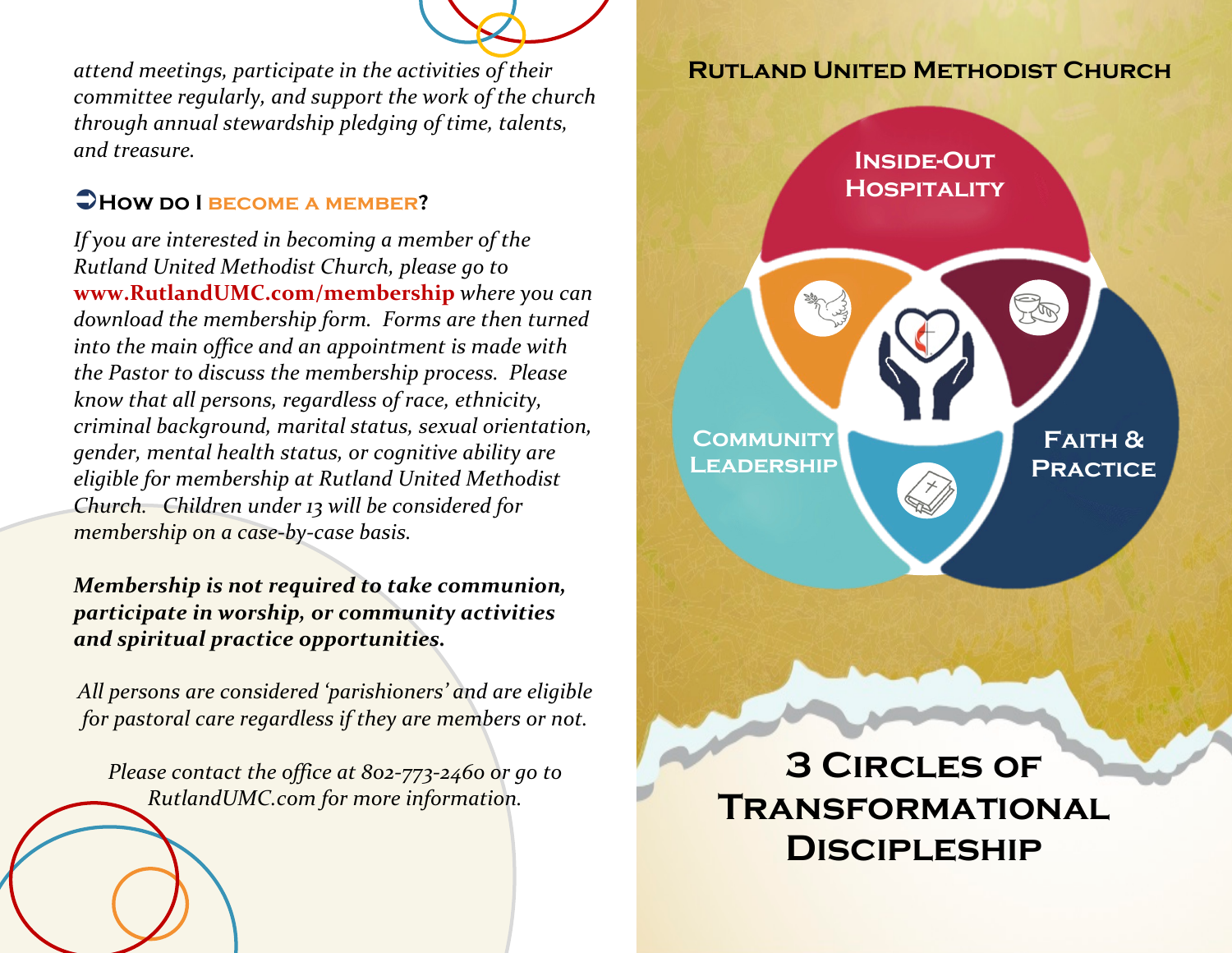*attend meetings, participate in the activities of their committee regularly, and support the work of the church through annual stewardship pledging of time, talents, and treasure.*

### ➲How do I become a member?

*If you are interested in becoming a member of the Rutland United Methodist Church, please go to* **www.RutlandUMC.com/membership** *where you can download the membership form. Forms are then turned into the main office and an appointment is made with the Pastor to discuss the membership process. Please know that all persons, regardless of race, ethnicity, criminal background, marital status, sexual orientation, gender, mental health status, or cognitive ability are eligible for membership at Rutland United Methodist Church. Children under 13 will be considered for membership on a case-by-case basis.*

***Membership is not required to take communion, participate in worship, or community activities and spiritual practice opportunities.***

*All persons are considered 'parishioners' and are eligible for pastoral care regardless if they are members or not.*

*Please contact the office at 802-773-2460 or go to RutlandUMC.com for more information.*

## Rutland United Methodist Church

Inside-Out Hospitality

Community Leadership

Faith & Practice

# 3 Circles of Transformational Discipleship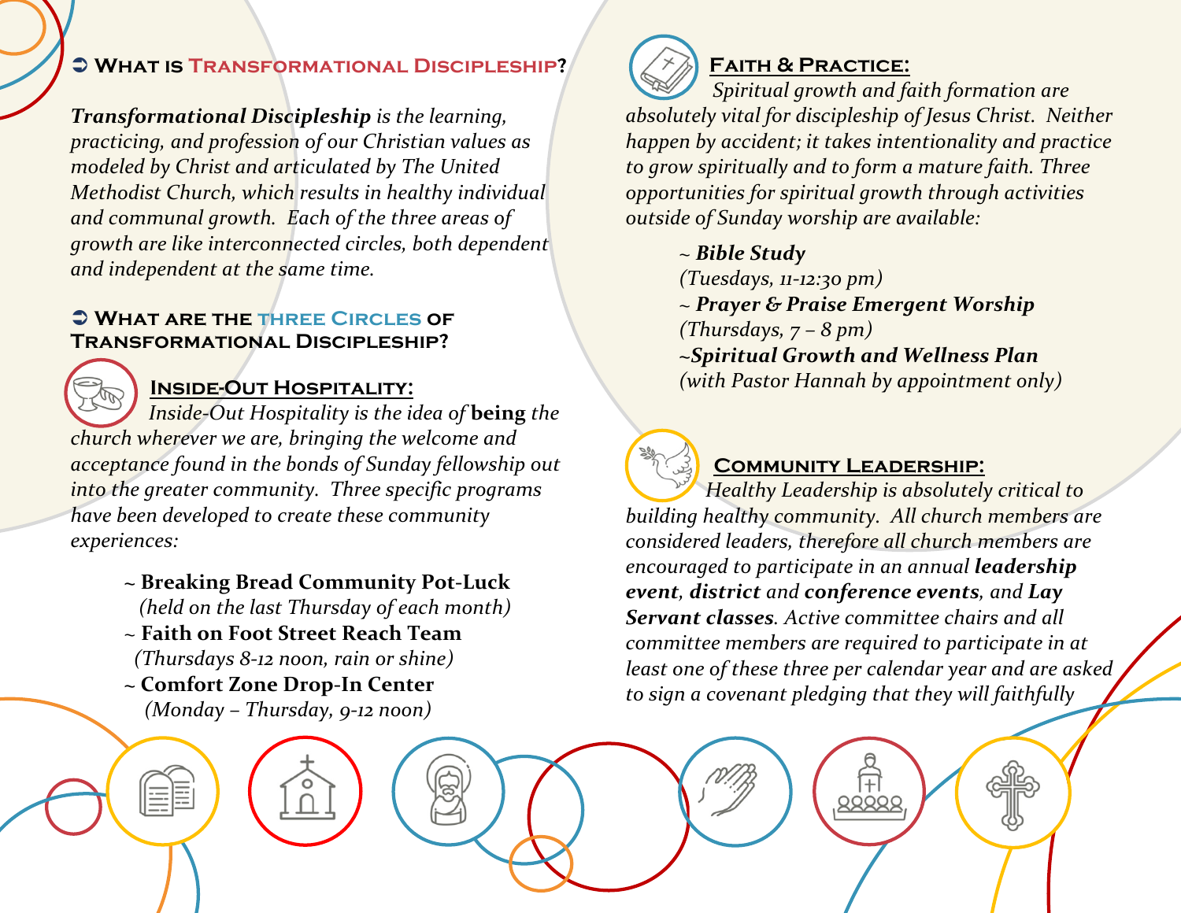## ➲ What is Transformational Discipleship?

***Transformational Discipleship*** *is the learning, practicing, and profession of our Christian values as modeled by Christ and articulated by The United Methodist Church, which results in healthy individual and communal growth. Each of the three areas of growth are like interconnected circles, both dependent and independent at the same time.*

## ➲ What are the Three Circles of Transformational Discipleship?

### Inside-Out Hospitality:

*Inside-Out Hospitality is the idea of* **being** *the church wherever we are, bringing the welcome and acceptance found in the bonds of Sunday fellowship out into the greater community. Three specific programs have been developed to create these community experiences:*

~ **Breaking Bread Community Pot-Luck**
*(held on the last Thursday of each month)*
~ **Faith on Foot Street Reach Team**
*(Thursdays 8-12 noon, rain or shine)*
~ **Comfort Zone Drop-In Center**
*(Monday – Thursday, 9-12 noon)*

### Faith & Practice:

*Spiritual growth and faith formation are absolutely vital for discipleship of Jesus Christ. Neither happen by accident; it takes intentionality and practice to grow spiritually and to form a mature faith. Three opportunities for spiritual growth through activities outside of Sunday worship are available:*

~ ***Bible Study***
*(Tuesdays, 11-12:30 pm)*
~ ***Prayer & Praise Emergent Worship***
*(Thursdays, 7 – 8 pm)*
~***Spiritual Growth and Wellness Plan***
*(with Pastor Hannah by appointment only)*

### Community Leadership:

*Healthy Leadership is absolutely critical to building healthy community. All church members are considered leaders, therefore all church members are encouraged to participate in an annual* ***leadership event****,* ***district*** *and* ***conference events****, and* ***Lay Servant classes****. Active committee chairs and all committee members are required to participate in at least one of these three per calendar year and are asked to sign a covenant pledging that they will faithfully*